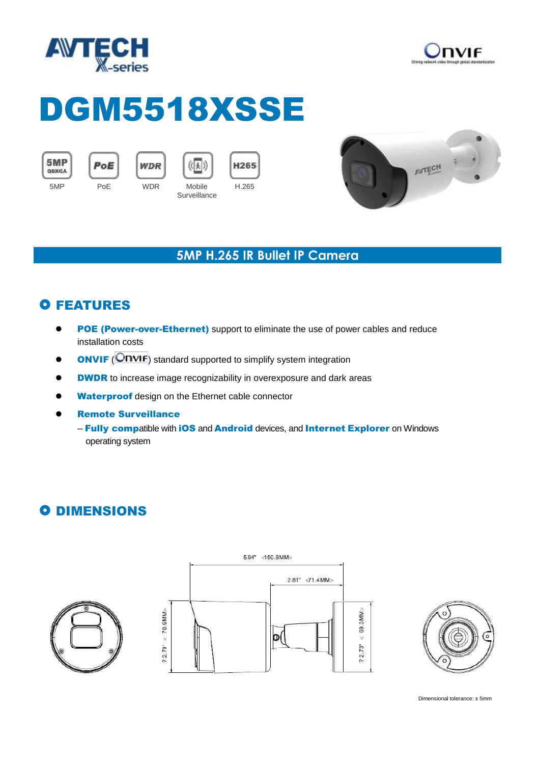AVTECH X-series

Onvif

# DGM5518XSSE

5MP | PoE | WDR | Mobile Surveillance | H.265

## 5MP H.265 IR Bullet IP Camera

## FEATURES

- **POE (Power-over-Ethernet)** support to eliminate the use of power cables and reduce installation costs
- **ONVIF** (Onvif) standard supported to simplify system integration
- **DWDR** to increase image recognizability in overexposure and dark areas
- **Waterproof** design on the Ethernet cable connector
- **Remote Surveillance**

  -- **Fully comp**atible with **iOS** and **Android** devices, and **Internet Explorer** on Windows operating system

## DIMENSIONS

5.94" <150.8MM>

2.81" <71.4MM>

2.79" <70.9MM>

2.73" <69.3MM>

Dimensional tolerance: ± 5mm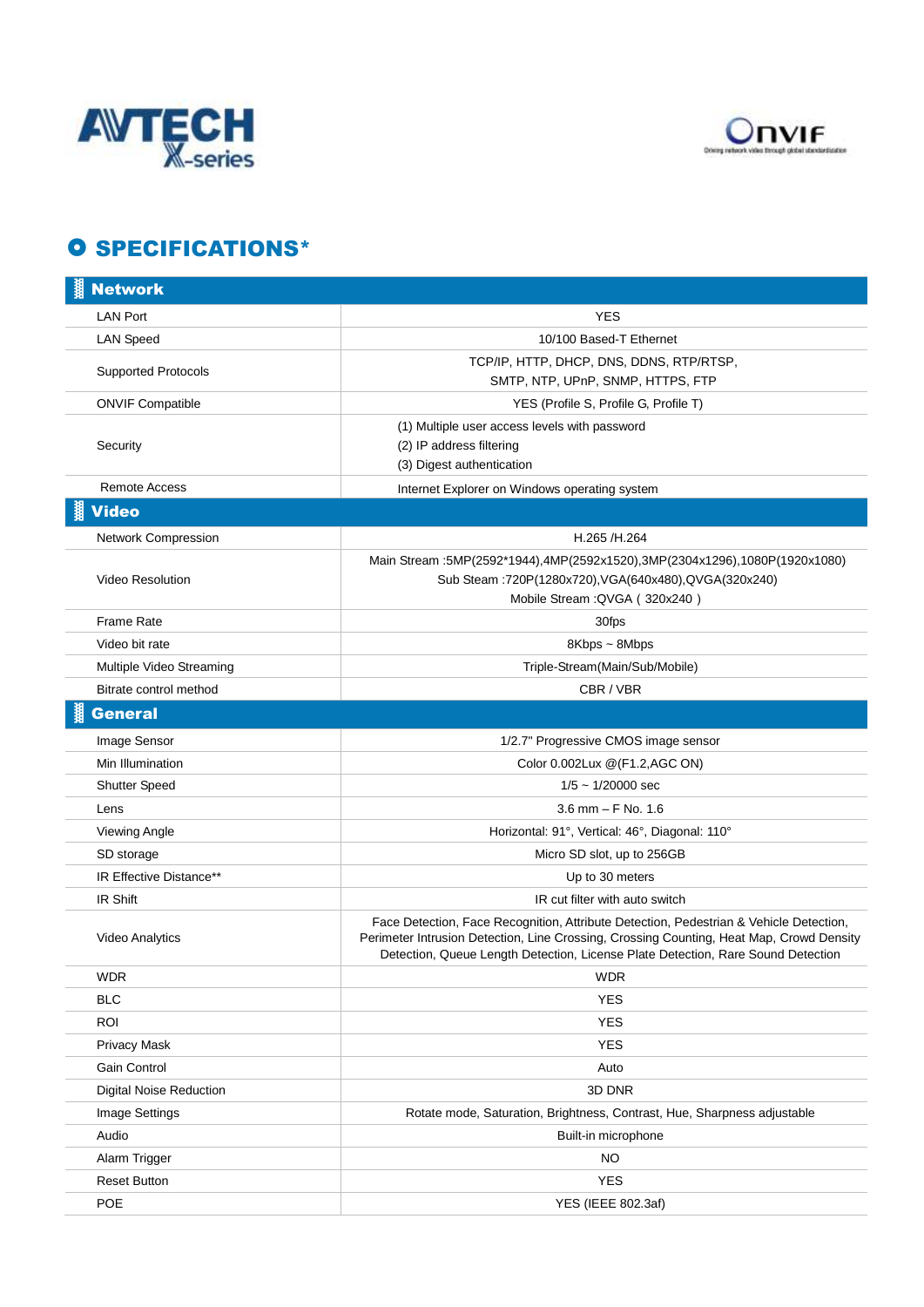AVTECH X-series

Onvif

# SPECIFICATIONS*

## Network

| | |
|---|---|
| LAN Port | YES |
| LAN Speed | 10/100 Based-T Ethernet |
| Supported Protocols | TCP/IP, HTTP, DHCP, DNS, DDNS, RTP/RTSP, SMTP, NTP, UPnP, SNMP, HTTPS, FTP |
| ONVIF Compatible | YES (Profile S, Profile G, Profile T) |
| Security | (1) Multiple user access levels with password<br>(2) IP address filtering<br>(3) Digest authentication |
| Remote Access | Internet Explorer on Windows operating system |

## Video

| | |
|---|---|
| Network Compression | H.265 /H.264 |
| Video Resolution | Main Stream :5MP(2592*1944),4MP(2592x1520),3MP(2304x1296),1080P(1920x1080)<br>Sub Steam :720P(1280x720),VGA(640x480),QVGA(320x240)<br>Mobile Stream :QVGA ( 320x240 ) |
| Frame Rate | 30fps |
| Video bit rate | 8Kbps ~ 8Mbps |
| Multiple Video Streaming | Triple-Stream(Main/Sub/Mobile) |
| Bitrate control method | CBR / VBR |

## General

| | |
|---|---|
| Image Sensor | 1/2.7" Progressive CMOS image sensor |
| Min Illumination | Color 0.002Lux @(F1.2,AGC ON) |
| Shutter Speed | 1/5 ~ 1/20000 sec |
| Lens | 3.6 mm – F No. 1.6 |
| Viewing Angle | Horizontal: 91°, Vertical: 46°, Diagonal: 110° |
| SD storage | Micro SD slot, up to 256GB |
| IR Effective Distance** | Up to 30 meters |
| IR Shift | IR cut filter with auto switch |
| Video Analytics | Face Detection, Face Recognition, Attribute Detection, Pedestrian & Vehicle Detection, Perimeter Intrusion Detection, Line Crossing, Crossing Counting, Heat Map, Crowd Density Detection, Queue Length Detection, License Plate Detection, Rare Sound Detection |
| WDR | WDR |
| BLC | YES |
| ROI | YES |
| Privacy Mask | YES |
| Gain Control | Auto |
| Digital Noise Reduction | 3D DNR |
| Image Settings | Rotate mode, Saturation, Brightness, Contrast, Hue, Sharpness adjustable |
| Audio | Built-in microphone |
| Alarm Trigger | NO |
| Reset Button | YES |
| POE | YES (IEEE 802.3af) |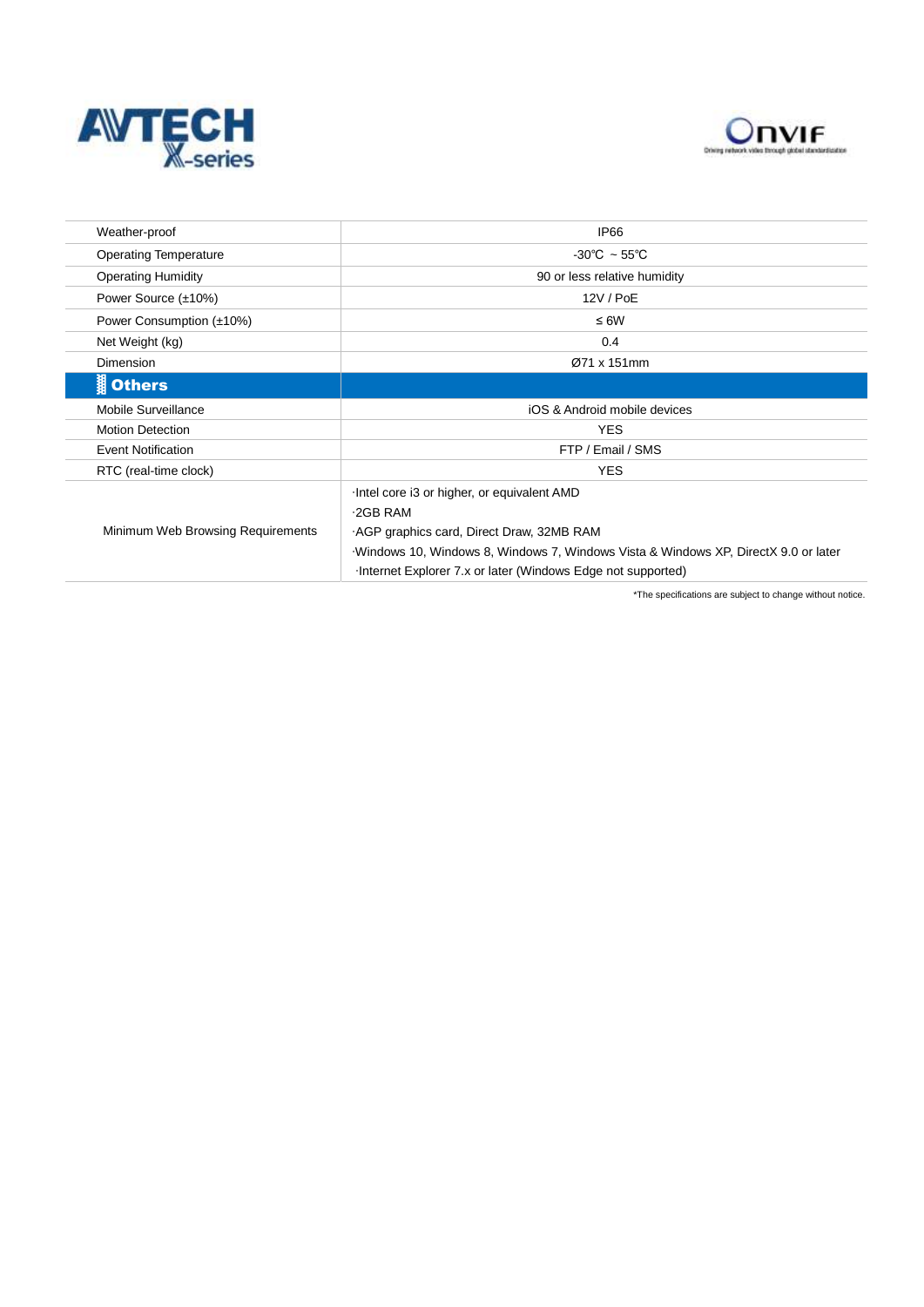| | |
|---|---|
| Weather-proof | IP66 |
| Operating Temperature | -30℃ ~ 55℃ |
| Operating Humidity | 90 or less relative humidity |
| Power Source (±10%) | 12V / PoE |
| Power Consumption (±10%) | ≤ 6W |
| Net Weight (kg) | 0.4 |
| Dimension | Ø71 x 151mm |
| **Others** | |
| Mobile Surveillance | iOS & Android mobile devices |
| Motion Detection | YES |
| Event Notification | FTP / Email / SMS |
| RTC (real-time clock) | YES |
| Minimum Web Browsing Requirements | ·Intel core i3 or higher, or equivalent AMD<br>·2GB RAM<br>·AGP graphics card, Direct Draw, 32MB RAM<br>·Windows 10, Windows 8, Windows 7, Windows Vista & Windows XP, DirectX 9.0 or later<br>·Internet Explorer 7.x or later (Windows Edge not supported) |

*The specifications are subject to change without notice.